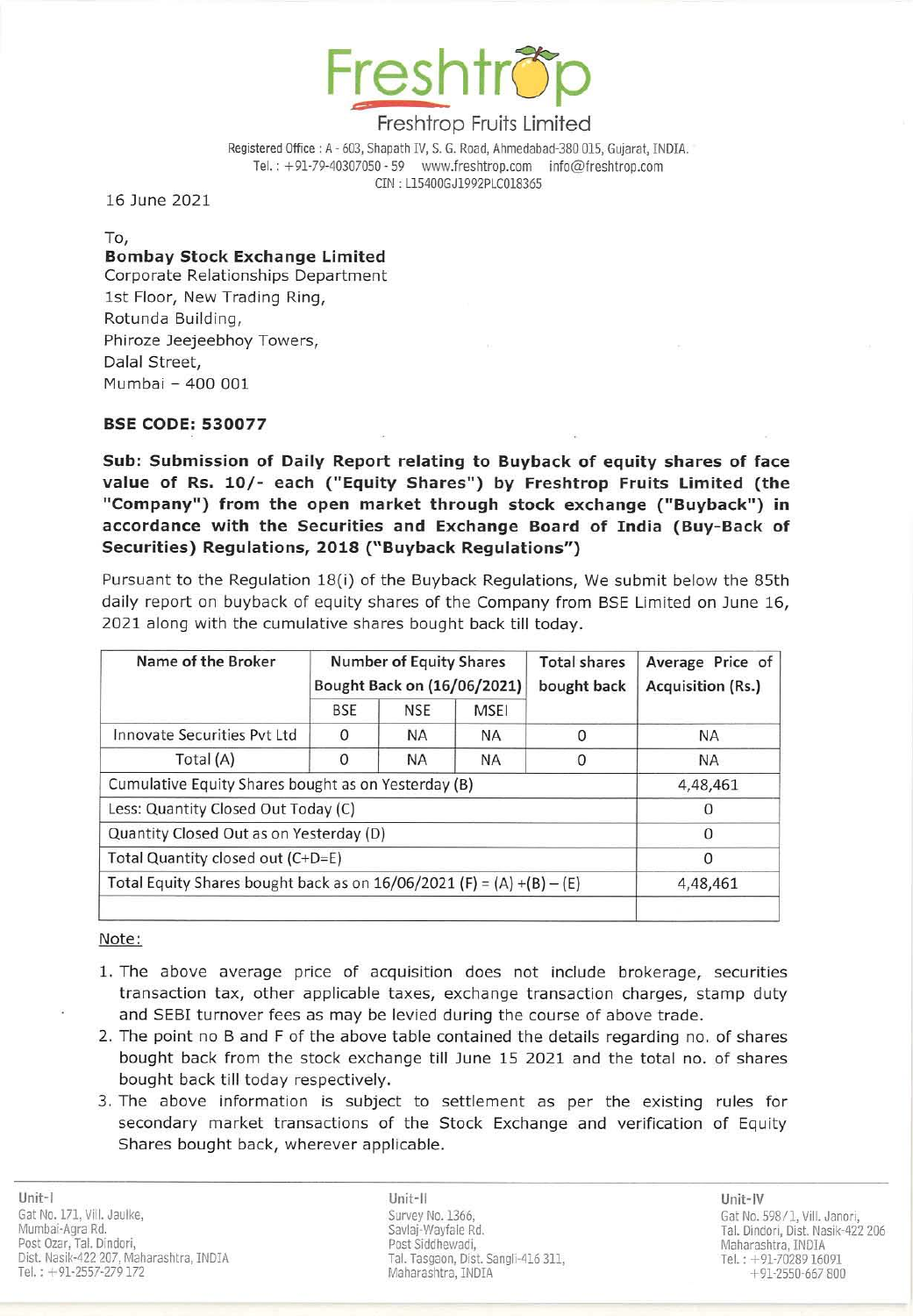# Freshtrop

Freshtrop Fruits Limited

Registered Office : A - 603, Shapath IV, S. G. Road, Ahmedabad-380 015, Gujarat, INDIA.
Tel. : +91-79-40307050 - 59 www.freshtrop.com info@freshtrop.com
CIN : L15400GJ1992PLC018365

16 June 2021

To,
**Bombay Stock Exchange Limited**
Corporate Relationships Department
1st Floor, New Trading Ring,
Rotunda Building,
Phiroze Jeejeebhoy Towers,
Dalal Street,
Mumbai – 400 001

**BSE CODE: 530077**

**Sub: Submission of Daily Report relating to Buyback of equity shares of face value of Rs. 10/- each ("Equity Shares") by Freshtrop Fruits Limited (the "Company") from the open market through stock exchange ("Buyback") in accordance with the Securities and Exchange Board of India (Buy-Back of Securities) Regulations, 2018 ("Buyback Regulations")**

Pursuant to the Regulation 18(i) of the Buyback Regulations, We submit below the 85th daily report on buyback of equity shares of the Company from BSE Limited on June 16, 2021 along with the cumulative shares bought back till today.

| Name of the Broker | Number of Equity Shares Bought Back on (16/06/2021) | | | Total shares bought back | Average Price of Acquisition (Rs.) |
|---|---|---|---|---|---|
| | BSE | NSE | MSEI | | |
| Innovate Securities Pvt Ltd | 0 | NA | NA | 0 | NA |
| Total (A) | 0 | NA | NA | 0 | NA |
| Cumulative Equity Shares bought as on Yesterday (B) | | | | | 4,48,461 |
| Less: Quantity Closed Out Today (C) | | | | | 0 |
| Quantity Closed Out as on Yesterday (D) | | | | | 0 |
| Total Quantity closed out (C+D=E) | | | | | 0 |
| Total Equity Shares bought back as on 16/06/2021 (F) = (A) +(B) – (E) | | | | | 4,48,461 |

Note:

1. The above average price of acquisition does not include brokerage, securities transaction tax, other applicable taxes, exchange transaction charges, stamp duty and SEBI turnover fees as may be levied during the course of above trade.
2. The point no B and F of the above table contained the details regarding no. of shares bought back from the stock exchange till June 15 2021 and the total no. of shares bought back till today respectively.
3. The above information is subject to settlement as per the existing rules for secondary market transactions of the Stock Exchange and verification of Equity Shares bought back, wherever applicable.

Unit-I
Gat No. 171, Vill. Jaulke,
Mumbai-Agra Rd.
Post Ozar, Tal. Dindori,
Dist. Nasik-422 207, Maharashtra, INDIA
Tel. : +91-2557-279 172

Unit-II
Survey No. 1366,
Savlaj-Wayfale Rd.
Post Siddhewadi,
Tal. Tasgaon, Dist. Sangli-416 311,
Maharashtra, INDIA

Unit-IV
Gat No. 598/1, Vill. Janori,
Tal. Dindori, Dist. Nasik-422 206
Maharashtra, INDIA
Tel. : +91-70289 16091
+91-2550-667 800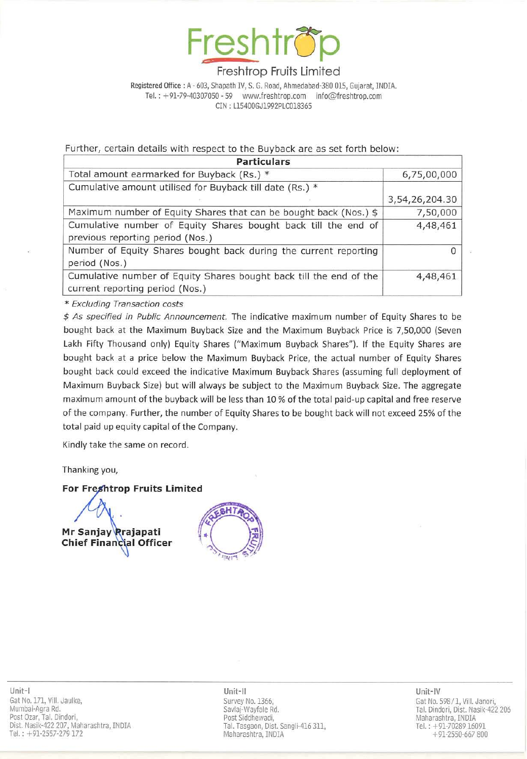# Freshtrop

Freshtrop Fruits Limited

Registered Office : A - 603, Shapath IV, S. G. Road, Ahmedabad-380 015, Gujarat, INDIA.
Tel. : +91-79-40307050 - 59 www.freshtrop.com info@freshtrop.com
CIN : L15400GJ1992PLC018365

Further, certain details with respect to the Buyback are as set forth below:

| Particulars | |
|---|---|
| Total amount earmarked for Buyback (Rs.) * | 6,75,00,000 |
| Cumulative amount utilised for Buyback till date (Rs.) * | 3,54,26,204.30 |
| Maximum number of Equity Shares that can be bought back (Nos.) $ | 7,50,000 |
| Cumulative number of Equity Shares bought back till the end of previous reporting period (Nos.) | 4,48,461 |
| Number of Equity Shares bought back during the current reporting period (Nos.) | 0 |
| Cumulative number of Equity Shares bought back till the end of the current reporting period (Nos.) | 4,48,461 |

* *Excluding Transaction costs*

$ *As specified in Public Announcement.* The indicative maximum number of Equity Shares to be bought back at the Maximum Buyback Size and the Maximum Buyback Price is 7,50,000 (Seven Lakh Fifty Thousand only) Equity Shares ("Maximum Buyback Shares"). If the Equity Shares are bought back at a price below the Maximum Buyback Price, the actual number of Equity Shares bought back could exceed the indicative Maximum Buyback Shares (assuming full deployment of Maximum Buyback Size) but will always be subject to the Maximum Buyback Size. The aggregate maximum amount of the buyback will be less than 10 % of the total paid-up capital and free reserve of the company. Further, the number of Equity Shares to be bought back will not exceed 25% of the total paid up equity capital of the Company.

Kindly take the same on record.

Thanking you,

**For Freshtrop Fruits Limited**

**Mr Sanjay Prajapati**
**Chief Financial Officer**

Unit-I
Gat No. 171, Vill. Jaulke,
Mumbai-Agra Rd.
Post Ozar, Tal. Dindori,
Dist. Nasik-422 207, Maharashtra, INDIA
Tel. : +91-2557-279 172

Unit-II
Survey No. 1366,
Savlaj-Wayfale Rd.
Post Siddhewadi,
Tal. Tasgaon, Dist. Sangli-416 311,
Maharashtra, INDIA

Unit-IV
Gat No. 598/1, Vill. Janori,
Tal. Dindori, Dist. Nasik-422 206
Maharashtra, INDIA
Tel. : +91-70289 16091
+91-2550-667 800